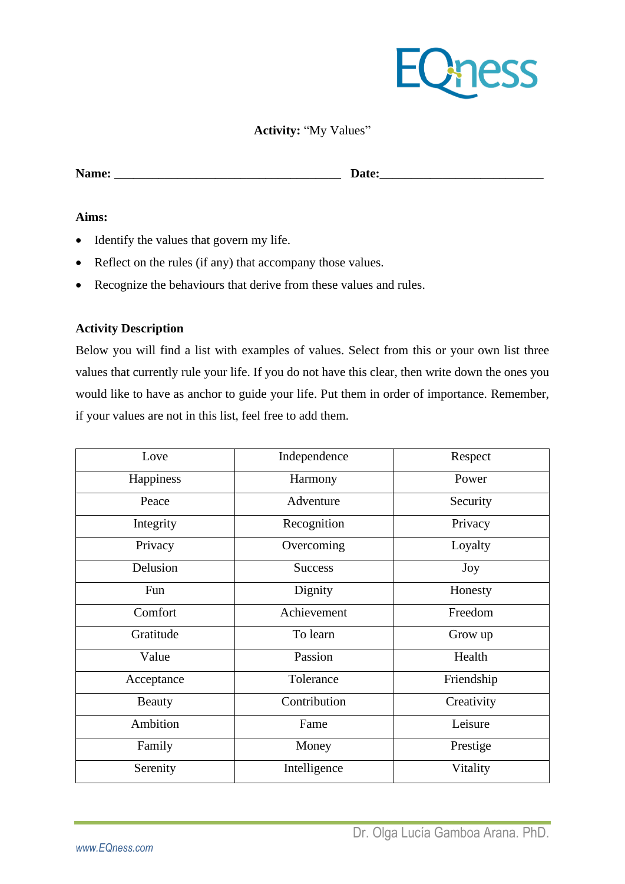**Activity:** "My Values"

**Name:** ___________________________________ **Date:**_________________________

**Aims:**

- Identify the values that govern my life.
- Reflect on the rules (if any) that accompany those values.
- Recognize the behaviours that derive from these values and rules.

**Activity Description**

Below you will find a list with examples of values. Select from this or your own list three values that currently rule your life. If you do not have this clear, then write down the ones you would like to have as anchor to guide your life. Put them in order of importance. Remember, if your values are not in this list, feel free to add them.

| | | |
|---|---|---|
| Love | Independence | Respect |
| Happiness | Harmony | Power |
| Peace | Adventure | Security |
| Integrity | Recognition | Privacy |
| Privacy | Overcoming | Loyalty |
| Delusion | Success | Joy |
| Fun | Dignity | Honesty |
| Comfort | Achievement | Freedom |
| Gratitude | To learn | Grow up |
| Value | Passion | Health |
| Acceptance | Tolerance | Friendship |
| Beauty | Contribution | Creativity |
| Ambition | Fame | Leisure |
| Family | Money | Prestige |
| Serenity | Intelligence | Vitality |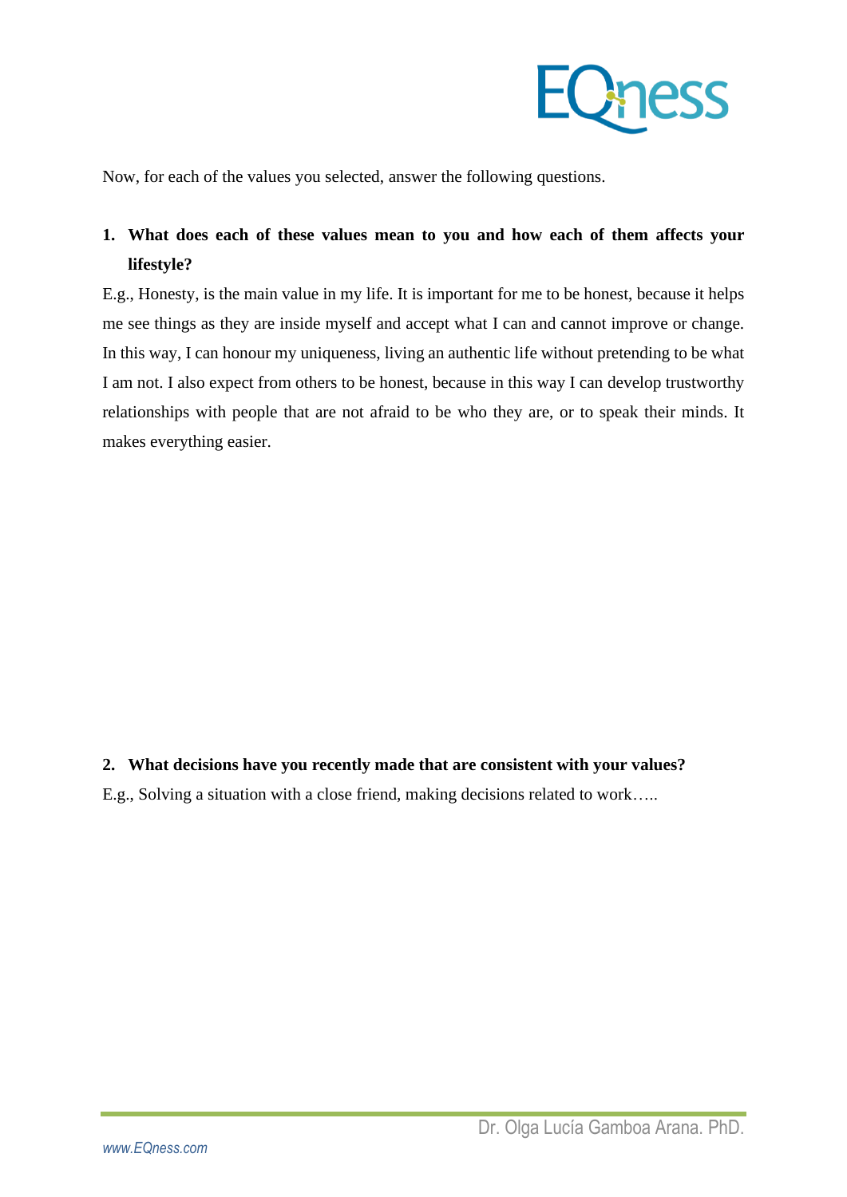Now, for each of the values you selected, answer the following questions.

1. **What does each of these values mean to you and how each of them affects your lifestyle?**

E.g., Honesty, is the main value in my life. It is important for me to be honest, because it helps me see things as they are inside myself and accept what I can and cannot improve or change. In this way, I can honour my uniqueness, living an authentic life without pretending to be what I am not. I also expect from others to be honest, because in this way I can develop trustworthy relationships with people that are not afraid to be who they are, or to speak their minds. It makes everything easier.

2. **What decisions have you recently made that are consistent with your values?**

E.g., Solving a situation with a close friend, making decisions related to work…..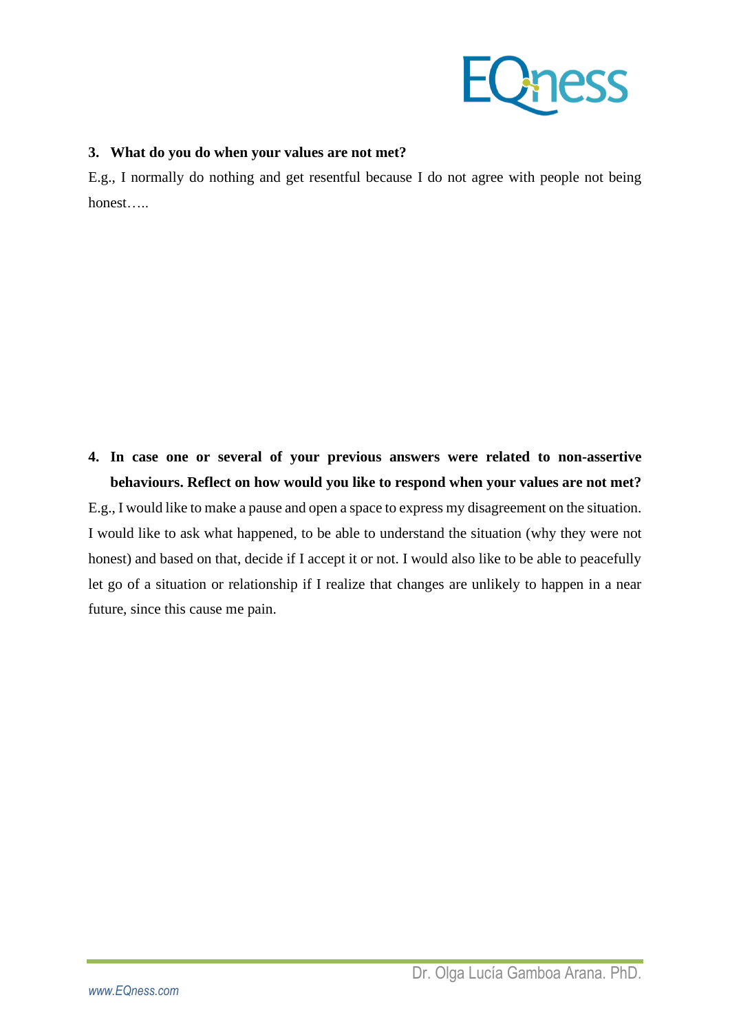**3. What do you do when your values are not met?**

E.g., I normally do nothing and get resentful because I do not agree with people not being honest…..

**4. In case one or several of your previous answers were related to non-assertive behaviours. Reflect on how would you like to respond when your values are not met?**

E.g., I would like to make a pause and open a space to express my disagreement on the situation. I would like to ask what happened, to be able to understand the situation (why they were not honest) and based on that, decide if I accept it or not. I would also like to be able to peacefully let go of a situation or relationship if I realize that changes are unlikely to happen in a near future, since this cause me pain.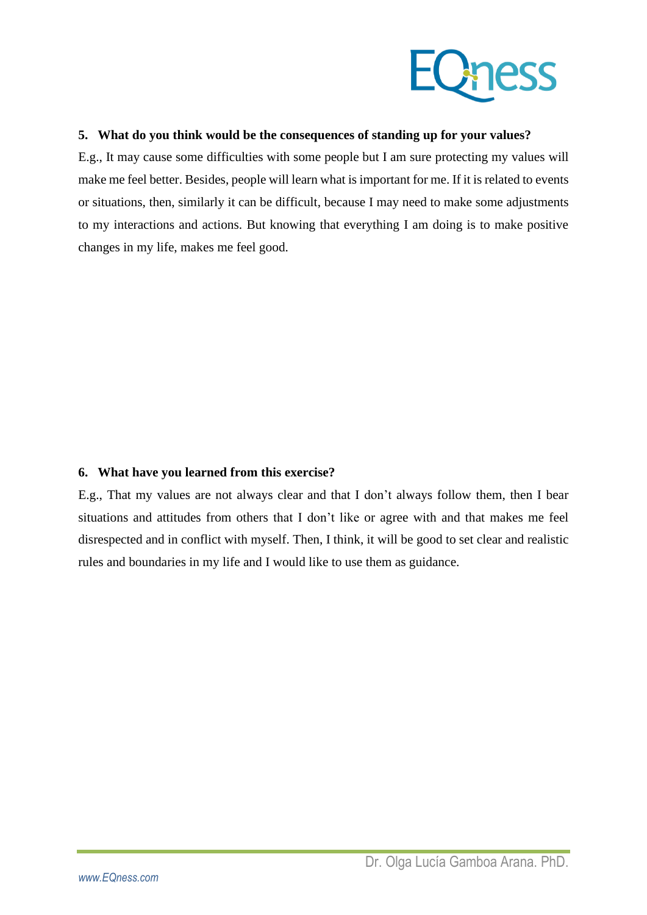**5. What do you think would be the consequences of standing up for your values?**

E.g., It may cause some difficulties with some people but I am sure protecting my values will make me feel better. Besides, people will learn what is important for me. If it is related to events or situations, then, similarly it can be difficult, because I may need to make some adjustments to my interactions and actions. But knowing that everything I am doing is to make positive changes in my life, makes me feel good.

**6. What have you learned from this exercise?**

E.g., That my values are not always clear and that I don't always follow them, then I bear situations and attitudes from others that I don't like or agree with and that makes me feel disrespected and in conflict with myself. Then, I think, it will be good to set clear and realistic rules and boundaries in my life and I would like to use them as guidance.